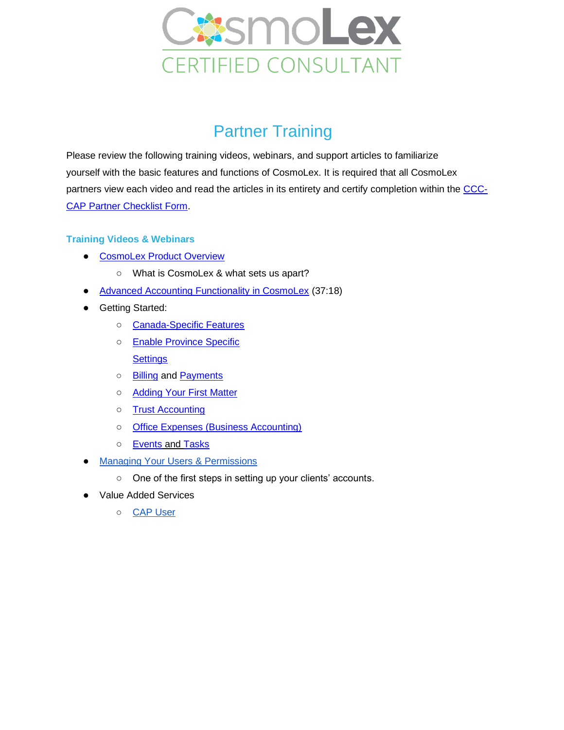# CosmoLex CERTIFIED CONSULTANT

## Partner Training

Please review the following training videos, webinars, and support articles to familiarize yourself with the basic features and functions of CosmoLex. It is required that all CosmoLex partners view each video and read the articles in its entirety and certify completion within the CCC-CAP Partner Checklist Form.

### Training Videos & Webinars

- CosmoLex Product Overview
  - What is CosmoLex & what sets us apart?
- Advanced Accounting Functionality in CosmoLex (37:18)
- Getting Started:
  - Canada-Specific Features
  - Enable Province Specific Settings
  - Billing and Payments
  - Adding Your First Matter
  - Trust Accounting
  - Office Expenses (Business Accounting)
  - Events and Tasks
- Managing Your Users & Permissions
  - One of the first steps in setting up your clients' accounts.
- Value Added Services
  - CAP User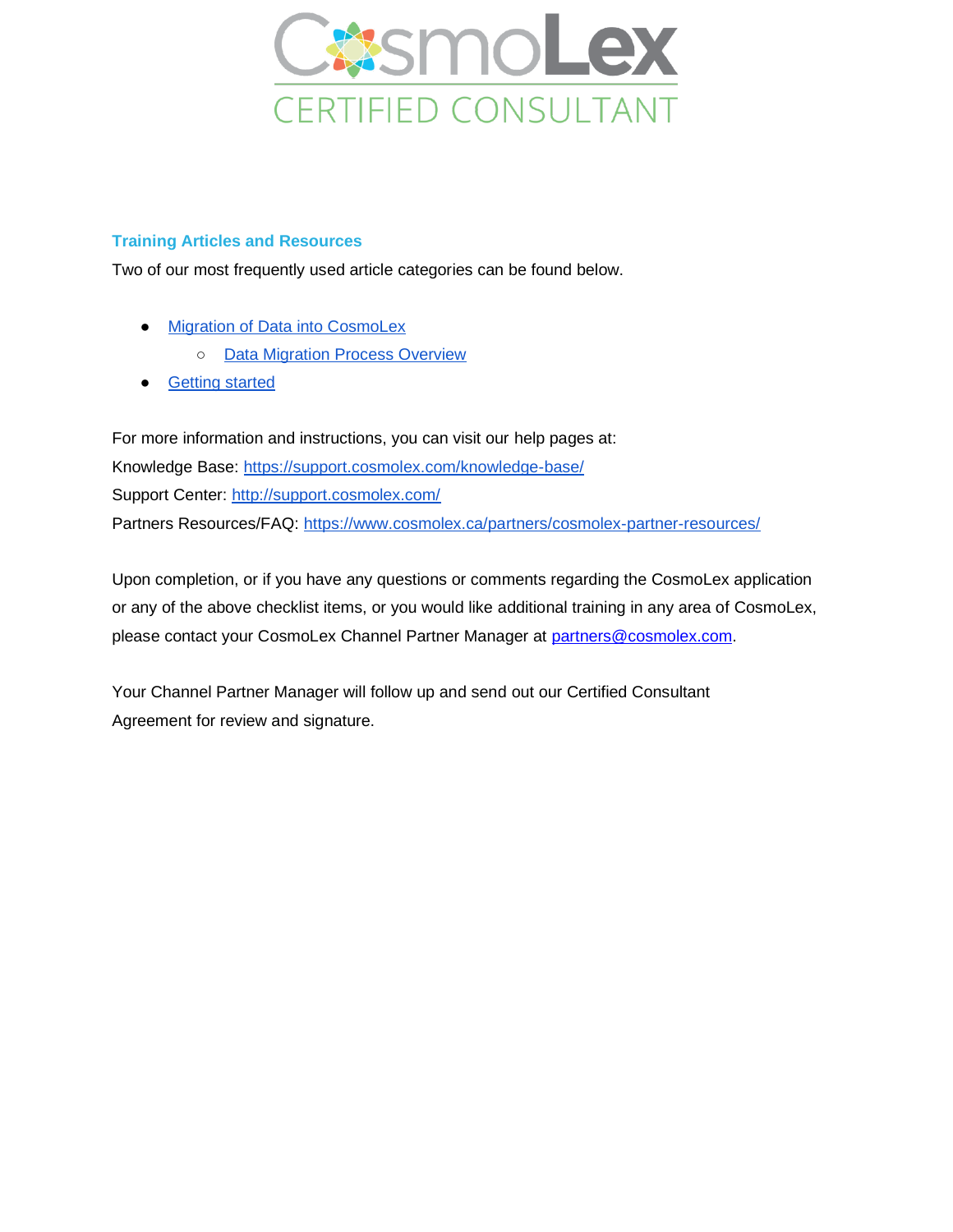CosmoLex CERTIFIED CONSULTANT

### Training Articles and Resources

Two of our most frequently used article categories can be found below.

- Migration of Data into CosmoLex
  - Data Migration Process Overview
- Getting started

For more information and instructions, you can visit our help pages at:
Knowledge Base: https://support.cosmolex.com/knowledge-base/
Support Center: http://support.cosmolex.com/
Partners Resources/FAQ: https://www.cosmolex.ca/partners/cosmolex-partner-resources/

Upon completion, or if you have any questions or comments regarding the CosmoLex application or any of the above checklist items, or you would like additional training in any area of CosmoLex, please contact your CosmoLex Channel Partner Manager at partners@cosmolex.com.

Your Channel Partner Manager will follow up and send out our Certified Consultant Agreement for review and signature.